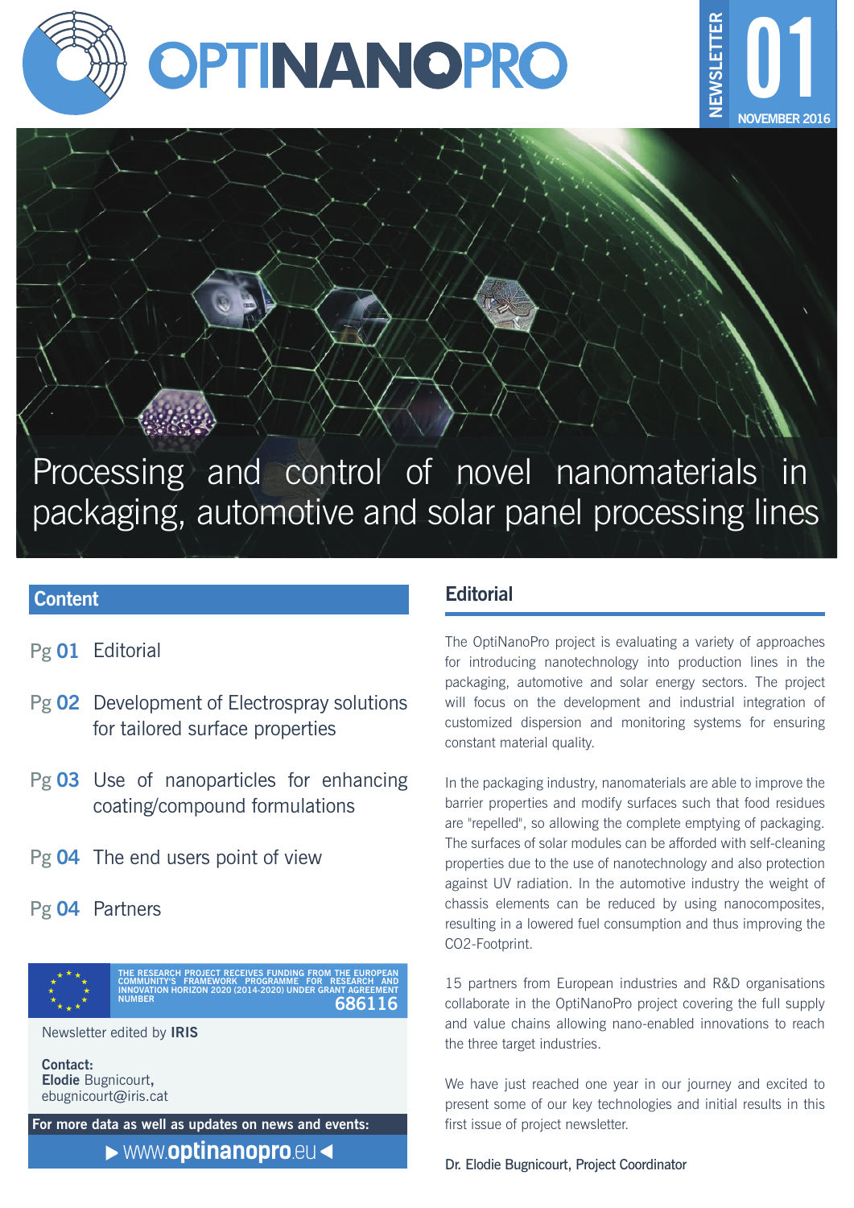# OPTINANOPRO

NEWSLETTER 01 NOVEMBER 2016

## Processing and control of novel nanomaterials in packaging, automotive and solar panel processing lines

## Content

- Pg **01** Editorial
- Pg **02** Development of Electrospray solutions for tailored surface properties
- Pg **03** Use of nanoparticles for enhancing coating/compound formulations
- Pg **04** The end users point of view
- Pg **04** Partners

THE RESEARCH PROJECT RECEIVES FUNDING FROM THE EUROPEAN COMMUNITY'S FRAMEWORK PROGRAMME FOR RESEARCH AND INNOVATION HORIZON 2020 (2014-2020) UNDER GRANT AGREEMENT NUMBER **686116**

Newsletter edited by **IRIS**

**Contact:**
**Elodie** Bugnicourt,
ebugnicourt@iris.cat

**For more data as well as updates on news and events:**

▶ www.**optinanopro**.eu ◀

## Editorial

The OptiNanoPro project is evaluating a variety of approaches for introducing nanotechnology into production lines in the packaging, automotive and solar energy sectors. The project will focus on the development and industrial integration of customized dispersion and monitoring systems for ensuring constant material quality.

In the packaging industry, nanomaterials are able to improve the barrier properties and modify surfaces such that food residues are "repelled", so allowing the complete emptying of packaging. The surfaces of solar modules can be afforded with self-cleaning properties due to the use of nanotechnology and also protection against UV radiation. In the automotive industry the weight of chassis elements can be reduced by using nanocomposites, resulting in a lowered fuel consumption and thus improving the $CO_2$-Footprint.

15 partners from European industries and R&D organisations collaborate in the OptiNanoPro project covering the full supply and value chains allowing nano-enabled innovations to reach the three target industries.

We have just reached one year in our journey and excited to present some of our key technologies and initial results in this first issue of project newsletter.

Dr. Elodie Bugnicourt, Project Coordinator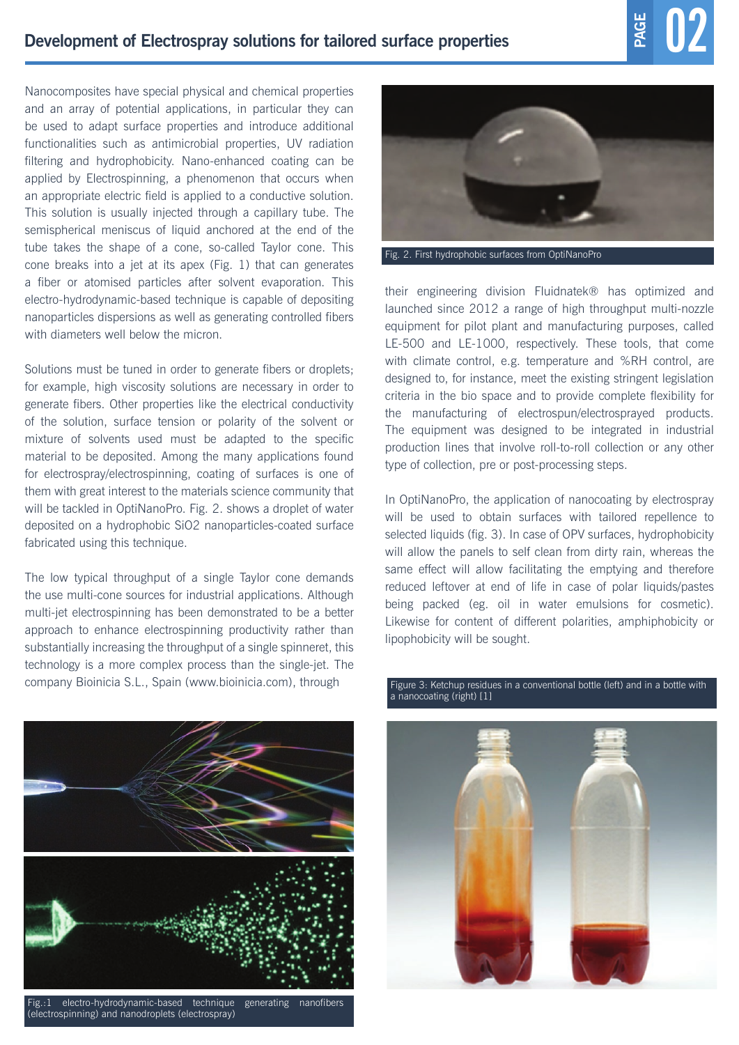## Development of Electrospray solutions for tailored surface properties

Nanocomposites have special physical and chemical properties and an array of potential applications, in particular they can be used to adapt surface properties and introduce additional functionalities such as antimicrobial properties, UV radiation filtering and hydrophobicity. Nano-enhanced coating can be applied by Electrospinning, a phenomenon that occurs when an appropriate electric field is applied to a conductive solution. This solution is usually injected through a capillary tube. The semispherical meniscus of liquid anchored at the end of the tube takes the shape of a cone, so-called Taylor cone. This cone breaks into a jet at its apex (Fig. 1) that can generates a fiber or atomised particles after solvent evaporation. This electro-hydrodynamic-based technique is capable of depositing nanoparticles dispersions as well as generating controlled fibers with diameters well below the micron.

Solutions must be tuned in order to generate fibers or droplets; for example, high viscosity solutions are necessary in order to generate fibers. Other properties like the electrical conductivity of the solution, surface tension or polarity of the solvent or mixture of solvents used must be adapted to the specific material to be deposited. Among the many applications found for electrospray/electrospinning, coating of surfaces is one of them with great interest to the materials science community that will be tackled in OptiNanoPro. Fig. 2. shows a droplet of water deposited on a hydrophobic $SiO_2$ nanoparticles-coated surface fabricated using this technique.

The low typical throughput of a single Taylor cone demands the use multi-cone sources for industrial applications. Although multi-jet electrospinning has been demonstrated to be a better approach to enhance electrospinning productivity rather than substantially increasing the throughput of a single spinneret, this technology is a more complex process than the single-jet. The company Bioinicia S.L., Spain (www.bioinicia.com), through their engineering division Fluidnatek® has optimized and launched since 2012 a range of high throughput multi-nozzle equipment for pilot plant and manufacturing purposes, called LE-500 and LE-1000, respectively. These tools, that come with climate control, e.g. temperature and %RH control, are designed to, for instance, meet the existing stringent legislation criteria in the bio space and to provide complete flexibility for the manufacturing of electrospun/electrosprayed products. The equipment was designed to be integrated in industrial production lines that involve roll-to-roll collection or any other type of collection, pre or post-processing steps.

Fig.:1 electro-hydrodynamic-based technique generating nanofibers (electrospinning) and nanodroplets (electrospray)

Fig. 2. First hydrophobic surfaces from OptiNanoPro

In OptiNanoPro, the application of nanocoating by electrospray will be used to obtain surfaces with tailored repellence to selected liquids (fig. 3). In case of OPV surfaces, hydrophobicity will allow the panels to self clean from dirty rain, whereas the same effect will allow facilitating the emptying and therefore reduced leftover at end of life in case of polar liquids/pastes being packed (eg. oil in water emulsions for cosmetic). Likewise for content of different polarities, amphiphobicity or lipophobicity will be sought.

Figure 3: Ketchup residues in a conventional bottle (left) and in a bottle with a nanocoating (right) [1]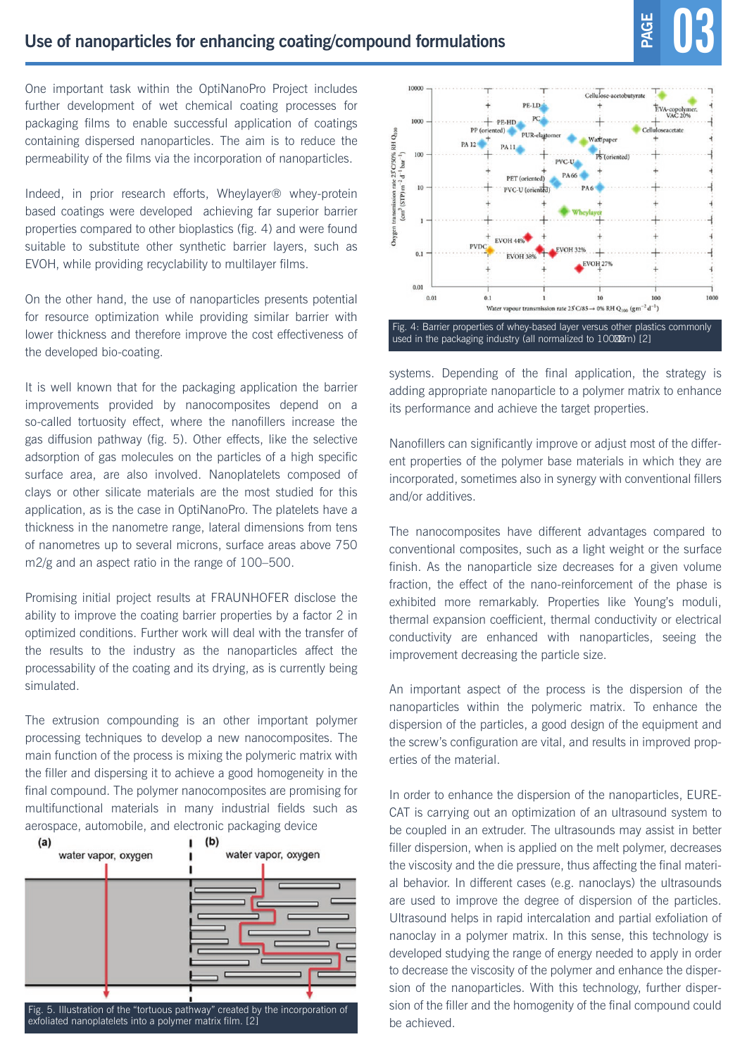## Use of nanoparticles for enhancing coating/compound formulations

One important task within the OptiNanoPro Project includes further development of wet chemical coating processes for packaging films to enable successful application of coatings containing dispersed nanoparticles. The aim is to reduce the permeability of the films via the incorporation of nanoparticles.

Indeed, in prior research efforts, Wheylayer® whey-protein based coatings were developed achieving far superior barrier properties compared to other bioplastics (fig. 4) and were found suitable to substitute other synthetic barrier layers, such as EVOH, while providing recyclability to multilayer films.

On the other hand, the use of nanoparticles presents potential for resource optimization while providing similar barrier with lower thickness and therefore improve the cost effectiveness of the developed bio-coating.

It is well known that for the packaging application the barrier improvements provided by nanocomposites depend on a so-called tortuosity effect, where the nanofillers increase the gas diffusion pathway (fig. 5). Other effects, like the selective adsorption of gas molecules on the particles of a high specific surface area, are also involved. Nanoplatelets composed of clays or other silicate materials are the most studied for this application, as is the case in OptiNanoPro. The platelets have a thickness in the nanometre range, lateral dimensions from tens of nanometres up to several microns, surface areas above 750 m2/g and an aspect ratio in the range of 100–500.

Promising initial project results at FRAUNHOFER disclose the ability to improve the coating barrier properties by a factor 2 in optimized conditions. Further work will deal with the transfer of the results to the industry as the nanoparticles affect the processability of the coating and its drying, as is currently being simulated.

The extrusion compounding is an other important polymer processing techniques to develop a new nanocomposites. The main function of the process is mixing the polymeric matrix with the filler and dispersing it to achieve a good homogeneity in the final compound. The polymer nanocomposites are promising for multifunctional materials in many industrial fields such as aerospace, automobile, and electronic packaging device systems. Depending of the final application, the strategy is adding appropriate nanoparticle to a polymer matrix to enhance its performance and achieve the target properties.

Fig. 5. Illustration of the "tortuous pathway" created by the incorporation of exfoliated nanoplatelets into a polymer matrix film. [2]

Fig. 4: Barrier properties of whey-based layer versus other plastics commonly used in the packaging industry (all normalized to 100 µm) [2]

Nanofillers can significantly improve or adjust most of the different properties of the polymer base materials in which they are incorporated, sometimes also in synergy with conventional fillers and/or additives.

The nanocomposites have different advantages compared to conventional composites, such as a light weight or the surface finish. As the nanoparticle size decreases for a given volume fraction, the effect of the nano-reinforcement of the phase is exhibited more remarkably. Properties like Young's moduli, thermal expansion coefficient, thermal conductivity or electrical conductivity are enhanced with nanoparticles, seeing the improvement decreasing the particle size.

An important aspect of the process is the dispersion of the nanoparticles within the polymeric matrix. To enhance the dispersion of the particles, a good design of the equipment and the screw's configuration are vital, and results in improved properties of the material.

In order to enhance the dispersion of the nanoparticles, EURECAT is carrying out an optimization of an ultrasound system to be coupled in an extruder. The ultrasounds may assist in better filler dispersion, when is applied on the melt polymer, decreases the viscosity and the die pressure, thus affecting the final material behavior. In different cases (e.g. nanoclays) the ultrasounds are used to improve the degree of dispersion of the particles. Ultrasound helps in rapid intercalation and partial exfoliation of nanoclay in a polymer matrix. In this sense, this technology is developed studying the range of energy needed to apply in order to decrease the viscosity of the polymer and enhance the dispersion of the nanoparticles. With this technology, further dispersion of the filler and the homogenity of the final compound could be achieved.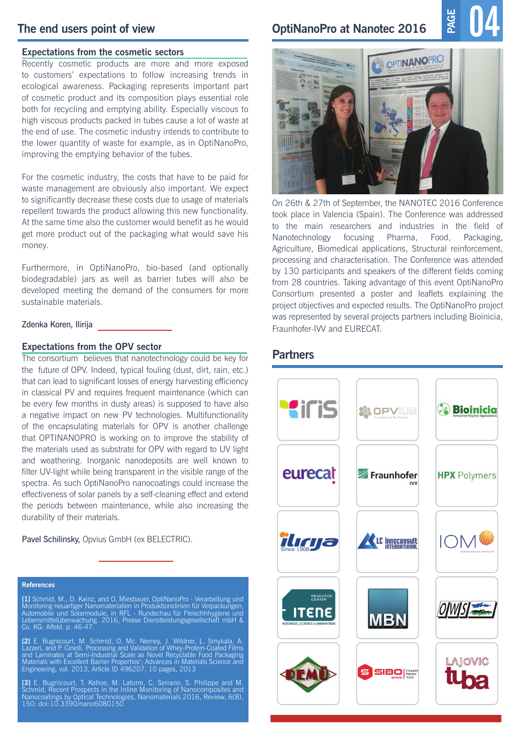## The end users point of view

### Expectations from the cosmetic sectors

Recently cosmetic products are more and more exposed to customers' expectations to follow increasing trends in ecological awareness. Packaging represents important part of cosmetic product and its composition plays essential role both for recycling and emptying ability. Especially viscous to high viscous products packed in tubes cause a lot of waste at the end of use. The cosmetic industry intends to contribute to the lower quantity of waste for example, as in OptiNanoPro, improving the emptying behavior of the tubes.

For the cosmetic industry, the costs that have to be paid for waste management are obviously also important. We expect to significantly decrease these costs due to usage of materials repellent towards the product allowing this new functionality. At the same time also the customer would benefit as he would get more product out of the packaging what would save his money.

Furthermore, in OptiNanoPro, bio-based (and optionally biodegradable) jars as well as barrier tubes will also be developed meeting the demand of the consumers for more sustainable materials.

Zdenka Koren, Ilirija

### Expectations from the OPV sector

The consortium believes that nanotechnology could be key for the future of OPV. Indeed, typical fouling (dust, dirt, rain, etc.) that can lead to significant losses of energy harvesting efficiency in classical PV and requires frequent maintenance (which can be every few months in dusty areas) is supposed to have also a negative impact on new PV technologies. Multifunctionality of the encapsulating materials for OPV is another challenge that OPTINANOPRO is working on to improve the stability of the materials used as substrate for OPV with regard to UV light and weathering. Inorganic nanodeposits are well known to filter UV-light while being transparent in the visible range of the spectra. As such OptiNanoPro nanocoatings could increase the effectiveness of solar panels by a self-cleaning effect and extend the periods between maintenance, while also increasing the durability of their materials.

**Pavel Schilinsky,** Opvius GmbH (ex BELECTRIC).

### References

**[1]** Schmid, M., D. Kainz, and O. Miesbauer, OptiNanoPro - Verarbeitung und Monitoring neuartiger Nanomaterialien in Produktionslinien für Verpackungen, Automobile und Solarmodule, in RFL - Rundschau für Fleischhhygiene und Lebensmittelüberwachung. 2016, Presse Dienstleistungsgesellschaft mbH & Co. KG: Alfeld. p. 46-47.

**[2]** E. Bugnicourt, M. Schmid, O. Mc. Nerney, J. Wildner, L. Smykala, A. Lazzeri, and P. Cinelli. Processing and Validation of Whey-Protein-Coated Films and Laminates at Semi-Industrial Scale as Novel Recyclable Food Packaging Materials with Excellent Barrier Properties"; Advances in Materials Science and Engineering, vol. 2013, Article ID 496207, 10 pages, 2013

**[3]** E. Bugnicourt, T. Kehoe, M. Latorre, C. Serrano, S. Philippe and M. Schmid, Recent Prospects in the Inline Monitoring of Nanocomposites and Nanocoatings by Optical Technologies, Nanomaterials 2016, Review, 6(8), 150; doi:10.3390/nano6080150

## OptiNanoPro at Nanotec 2016

On 26th & 27th of September, the NANOTEC 2016 Conference took place in Valencia (Spain). The Conference was addressed to the main researchers and industries in the field of Nanotechnology focusing Pharma, Food, Packaging, Agriculture, Biomedical applications, Structural reinforcement, processing and characterisation. The Conference was attended by 130 participants and speakers of the different fields coming from 28 countries. Taking advantage of this event OptiNanoPro Consortium presented a poster and leaflets explaining the project objectives and expected results. The OptiNanoPro project was represented by several projects partners including Bioinicia, Fraunhofer-IVV and EURECAT.

## Partners

iris, OPVIUS, Bioinicia, eurecat, Fraunhofer IVV, HPX Polymers, ilirija, LC Innoconsult International, IOM, ITENE, MBN, OWS, DEMÜ, SIBO group, Lajovic tuba